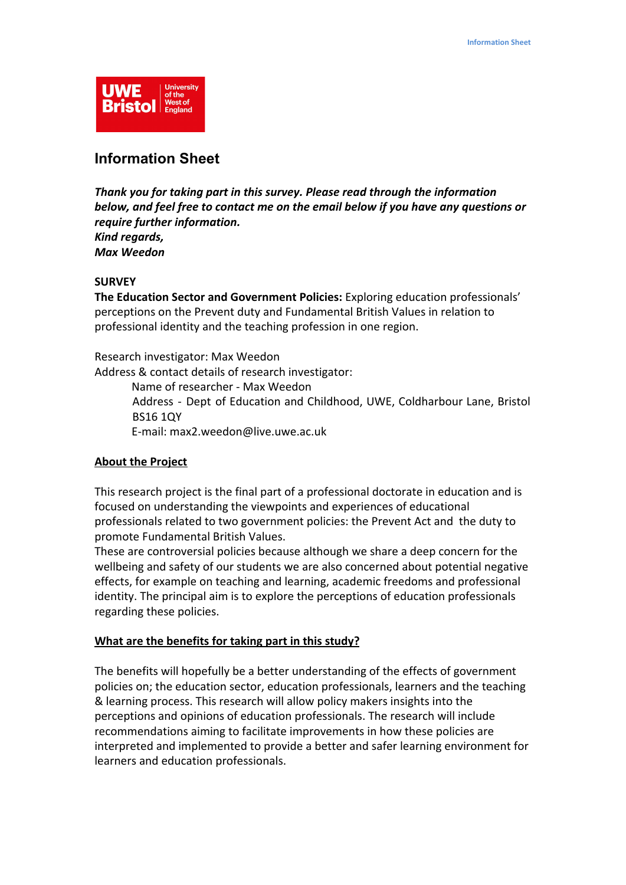# Information Sheet

***Thank you for taking part in this survey. Please read through the information below, and feel free to contact me on the email below if you have any questions or require further information.***
***Kind regards,***
***Max Weedon***

**SURVEY**
**The Education Sector and Government Policies:** Exploring education professionals' perceptions on the Prevent duty and Fundamental British Values in relation to professional identity and the teaching profession in one region.

Research investigator: Max Weedon
Address & contact details of research investigator:
    Name of researcher - Max Weedon
    Address - Dept of Education and Childhood, UWE, Coldharbour Lane, Bristol BS16 1QY
    E-mail: max2.weedon@live.uwe.ac.uk

## About the Project

This research project is the final part of a professional doctorate in education and is focused on understanding the viewpoints and experiences of educational professionals related to two government policies: the Prevent Act and the duty to promote Fundamental British Values.
These are controversial policies because although we share a deep concern for the wellbeing and safety of our students we are also concerned about potential negative effects, for example on teaching and learning, academic freedoms and professional identity. The principal aim is to explore the perceptions of education professionals regarding these policies.

## What are the benefits for taking part in this study?

The benefits will hopefully be a better understanding of the effects of government policies on; the education sector, education professionals, learners and the teaching & learning process. This research will allow policy makers insights into the perceptions and opinions of education professionals. The research will include recommendations aiming to facilitate improvements in how these policies are interpreted and implemented to provide a better and safer learning environment for learners and education professionals.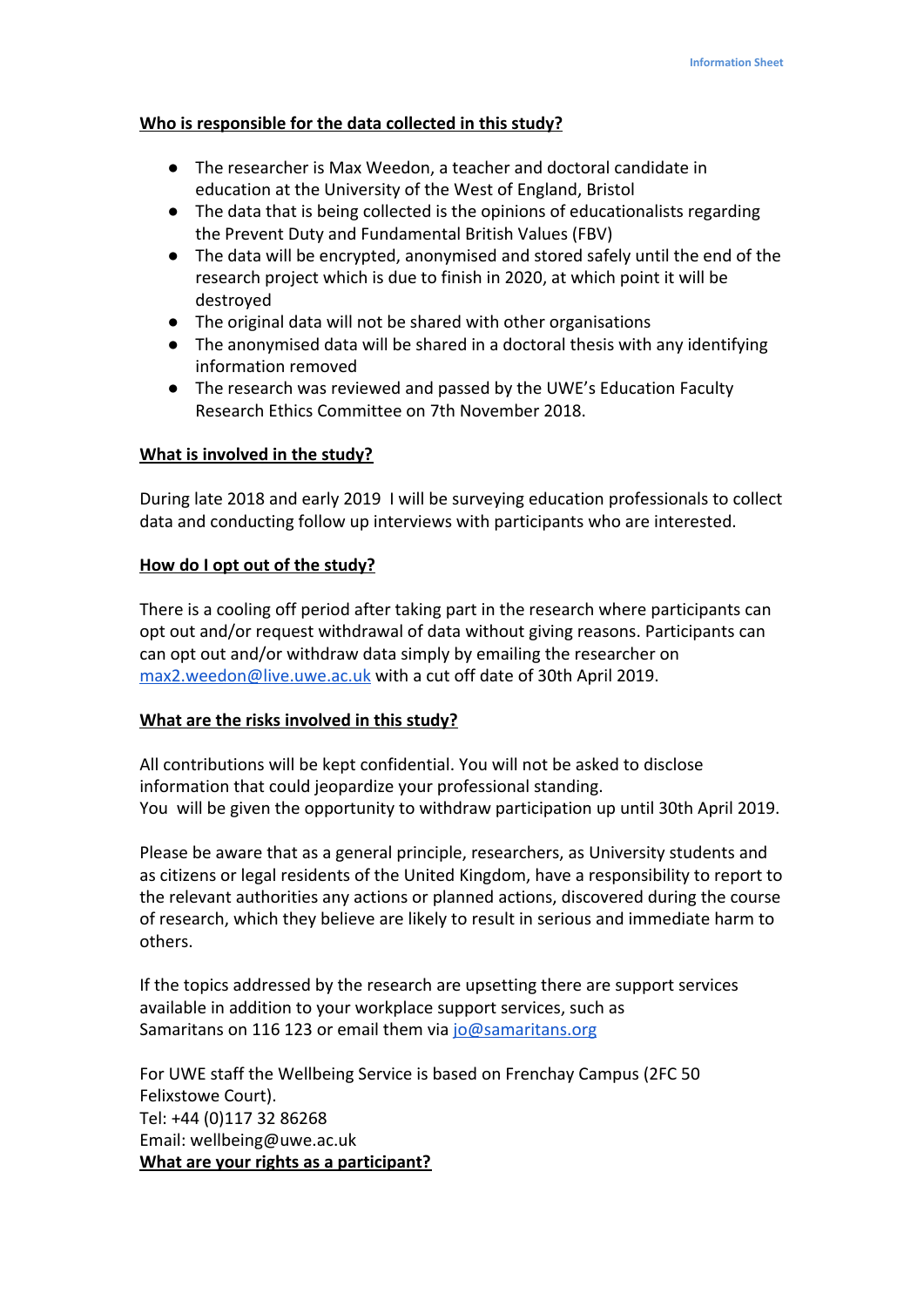**Who is responsible for the data collected in this study?**

- The researcher is Max Weedon, a teacher and doctoral candidate in education at the University of the West of England, Bristol
- The data that is being collected is the opinions of educationalists regarding the Prevent Duty and Fundamental British Values (FBV)
- The data will be encrypted, anonymised and stored safely until the end of the research project which is due to finish in 2020, at which point it will be destroyed
- The original data will not be shared with other organisations
- The anonymised data will be shared in a doctoral thesis with any identifying information removed
- The research was reviewed and passed by the UWE's Education Faculty Research Ethics Committee on 7th November 2018.

**What is involved in the study?**

During late 2018 and early 2019 I will be surveying education professionals to collect data and conducting follow up interviews with participants who are interested.

**How do I opt out of the study?**

There is a cooling off period after taking part in the research where participants can opt out and/or request withdrawal of data without giving reasons. Participants can can opt out and/or withdraw data simply by emailing the researcher on max2.weedon@live.uwe.ac.uk with a cut off date of 30th April 2019.

**What are the risks involved in this study?**

All contributions will be kept confidential. You will not be asked to disclose information that could jeopardize your professional standing.
You will be given the opportunity to withdraw participation up until 30th April 2019.

Please be aware that as a general principle, researchers, as University students and as citizens or legal residents of the United Kingdom, have a responsibility to report to the relevant authorities any actions or planned actions, discovered during the course of research, which they believe are likely to result in serious and immediate harm to others.

If the topics addressed by the research are upsetting there are support services available in addition to your workplace support services, such as Samaritans on 116 123 or email them via jo@samaritans.org

For UWE staff the Wellbeing Service is based on Frenchay Campus (2FC 50 Felixstowe Court).
Tel: +44 (0)117 32 86268
Email: wellbeing@uwe.ac.uk

**What are your rights as a participant?**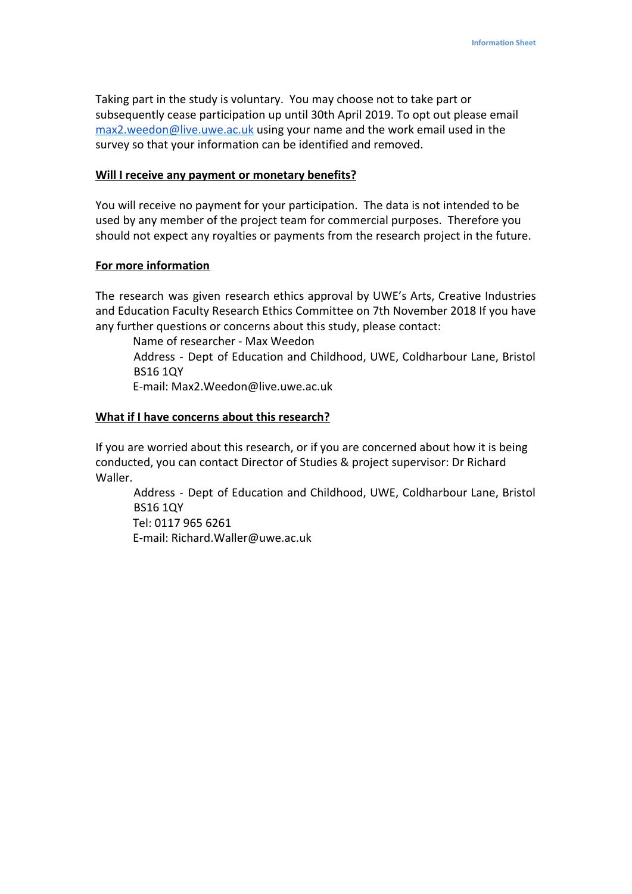Taking part in the study is voluntary. You may choose not to take part or subsequently cease participation up until 30th April 2019. To opt out please email max2.weedon@live.uwe.ac.uk using your name and the work email used in the survey so that your information can be identified and removed.

**Will I receive any payment or monetary benefits?**

You will receive no payment for your participation. The data is not intended to be used by any member of the project team for commercial purposes. Therefore you should not expect any royalties or payments from the research project in the future.

**For more information**

The research was given research ethics approval by UWE's Arts, Creative Industries and Education Faculty Research Ethics Committee on 7th November 2018 If you have any further questions or concerns about this study, please contact:

Name of researcher - Max Weedon
Address - Dept of Education and Childhood, UWE, Coldharbour Lane, Bristol BS16 1QY
E-mail: Max2.Weedon@live.uwe.ac.uk

**What if I have concerns about this research?**

If you are worried about this research, or if you are concerned about how it is being conducted, you can contact Director of Studies & project supervisor: Dr Richard Waller.

Address - Dept of Education and Childhood, UWE, Coldharbour Lane, Bristol BS16 1QY
Tel: 0117 965 6261
E-mail: Richard.Waller@uwe.ac.uk